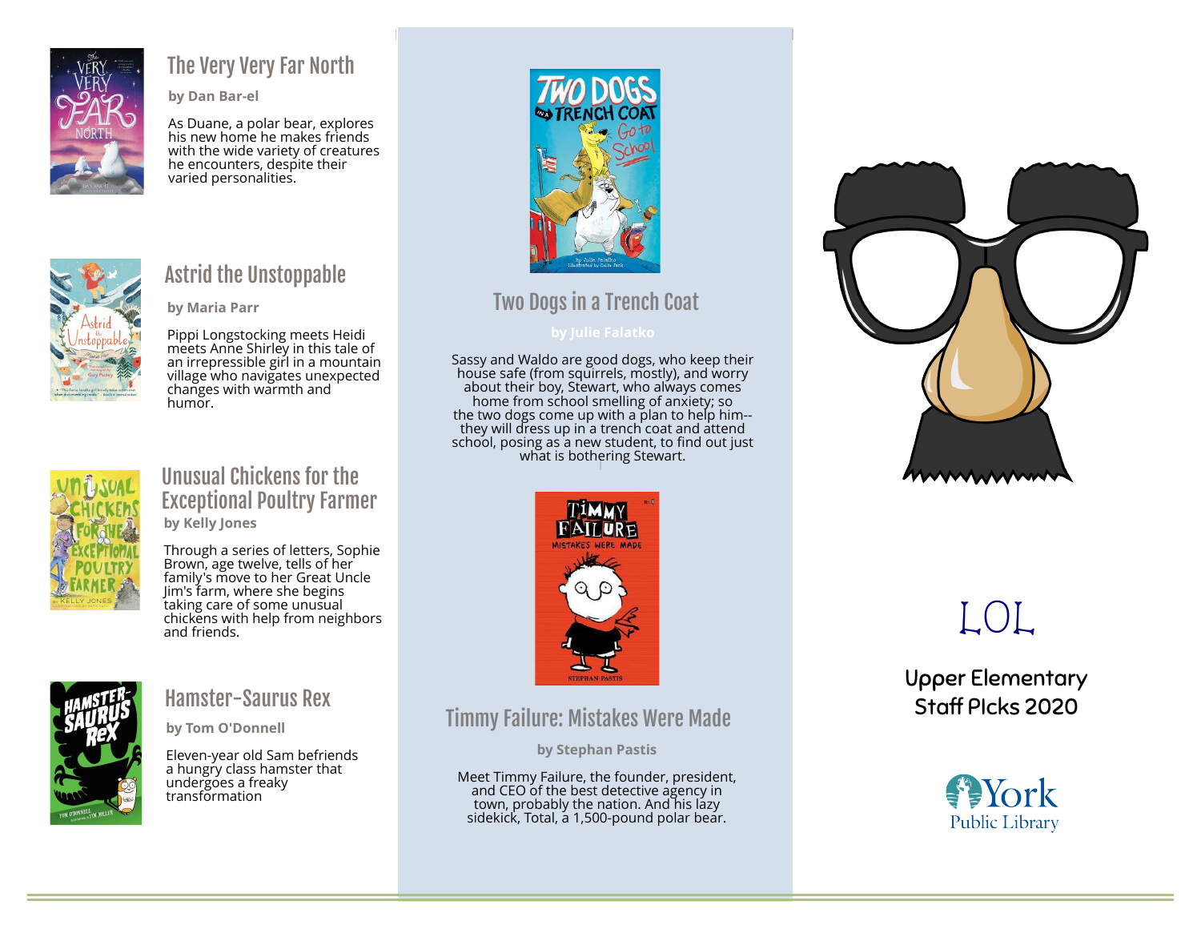## The Very Very Far North

**by Dan Bar-el**

As Duane, a polar bear, explores his new home he makes friends with the wide variety of creatures he encounters, despite their varied personalities.

## Astrid the Unstoppable

**by Maria Parr**

Pippi Longstocking meets Heidi meets Anne Shirley in this tale of an irrepressible girl in a mountain village who navigates unexpected changes with warmth and humor.

## Unusual Chickens for the Exceptional Poultry Farmer

**by Kelly Jones**

Through a series of letters, Sophie Brown, age twelve, tells of her family's move to her Great Uncle Jim's farm, where she begins taking care of some unusual chickens with help from neighbors and friends.

## Hamster-Saurus Rex

**by Tom O'Donnell**

Eleven-year old Sam befriends a hungry class hamster that undergoes a freaky transformation

## Two Dogs in a Trench Coat

**by Julie Falatko**

Sassy and Waldo are good dogs, who keep their house safe (from squirrels, mostly), and worry about their boy, Stewart, who always comes home from school smelling of anxiety; so the two dogs come up with a plan to help him--they will dress up in a trench coat and attend school, posing as a new student, to find out just what is bothering Stewart.

## Timmy Failure: Mistakes Were Made

**by Stephan Pastis**

Meet Timmy Failure, the founder, president, and CEO of the best detective agency in town, probably the nation. And his lazy sidekick, Total, a 1,500-pound polar bear.

# LOL

**Upper Elementary Staff PIcks 2020**

York Public Library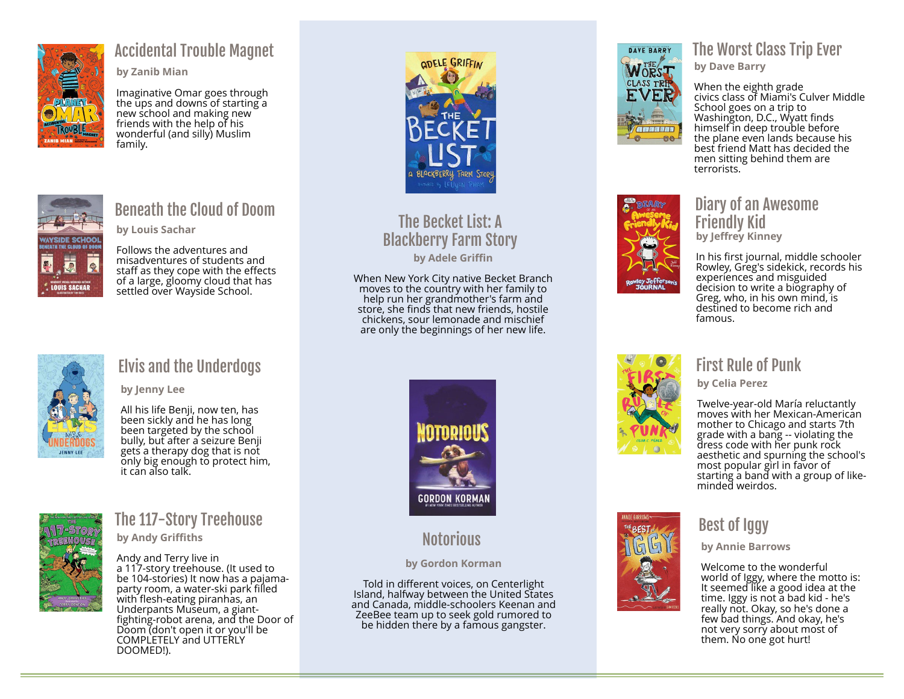## Accidental Trouble Magnet

**by Zanib Mian**

Imaginative Omar goes through the ups and downs of starting a new school and making new friends with the help of his wonderful (and silly) Muslim family.

## Beneath the Cloud of Doom

**by Louis Sachar**

Follows the adventures and misadventures of students and staff as they cope with the effects of a large, gloomy cloud that has settled over Wayside School.

## Elvis and the Underdogs

**by Jenny Lee**

All his life Benji, now ten, has been sickly and he has long been targeted by the school bully, but after a seizure Benji gets a therapy dog that is not only big enough to protect him, it can also talk.

## The 117-Story Treehouse

**by Andy Griffiths**

Andy and Terry live in a 117-story treehouse. (It used to be 104-stories) It now has a pajama-party room, a water-ski park filled with flesh-eating piranhas, an Underpants Museum, a giant-fighting-robot arena, and the Door of Doom (don't open it or you'll be COMPLETELY and UTTERLY DOOMED!).

## The Becket List: A Blackberry Farm Story

**by Adele Griffin**

When New York City native Becket Branch moves to the country with her family to help run her grandmother's farm and store, she finds that new friends, hostile chickens, sour lemonade and mischief are only the beginnings of her new life.

## Notorious

**by Gordon Korman**

Told in different voices, on Centerlight Island, halfway between the United States and Canada, middle-schoolers Keenan and ZeeBee team up to seek gold rumored to be hidden there by a famous gangster.

## The Worst Class Trip Ever

**by Dave Barry**

When the eighth grade civics class of Miami's Culver Middle School goes on a trip to Washington, D.C., Wyatt finds himself in deep trouble before the plane even lands because his best friend Matt has decided the men sitting behind them are terrorists.

## Diary of an Awesome Friendly Kid

**by Jeffrey Kinney**

In his first journal, middle schooler Rowley, Greg's sidekick, records his experiences and misguided decision to write a biography of Greg, who, in his own mind, is destined to become rich and famous.

## First Rule of Punk

**by Celia Perez**

Twelve-year-old María reluctantly moves with her Mexican-American mother to Chicago and starts 7th grade with a bang -- violating the dress code with her punk rock aesthetic and spurning the school's most popular girl in favor of starting a band with a group of like-minded weirdos.

## Best of Iggy

**by Annie Barrows**

Welcome to the wonderful world of Iggy, where the motto is: It seemed like a good idea at the time. Iggy is not a bad kid - he's really not. Okay, so he's done a few bad things. And okay, he's not very sorry about most of them. No one got hurt!